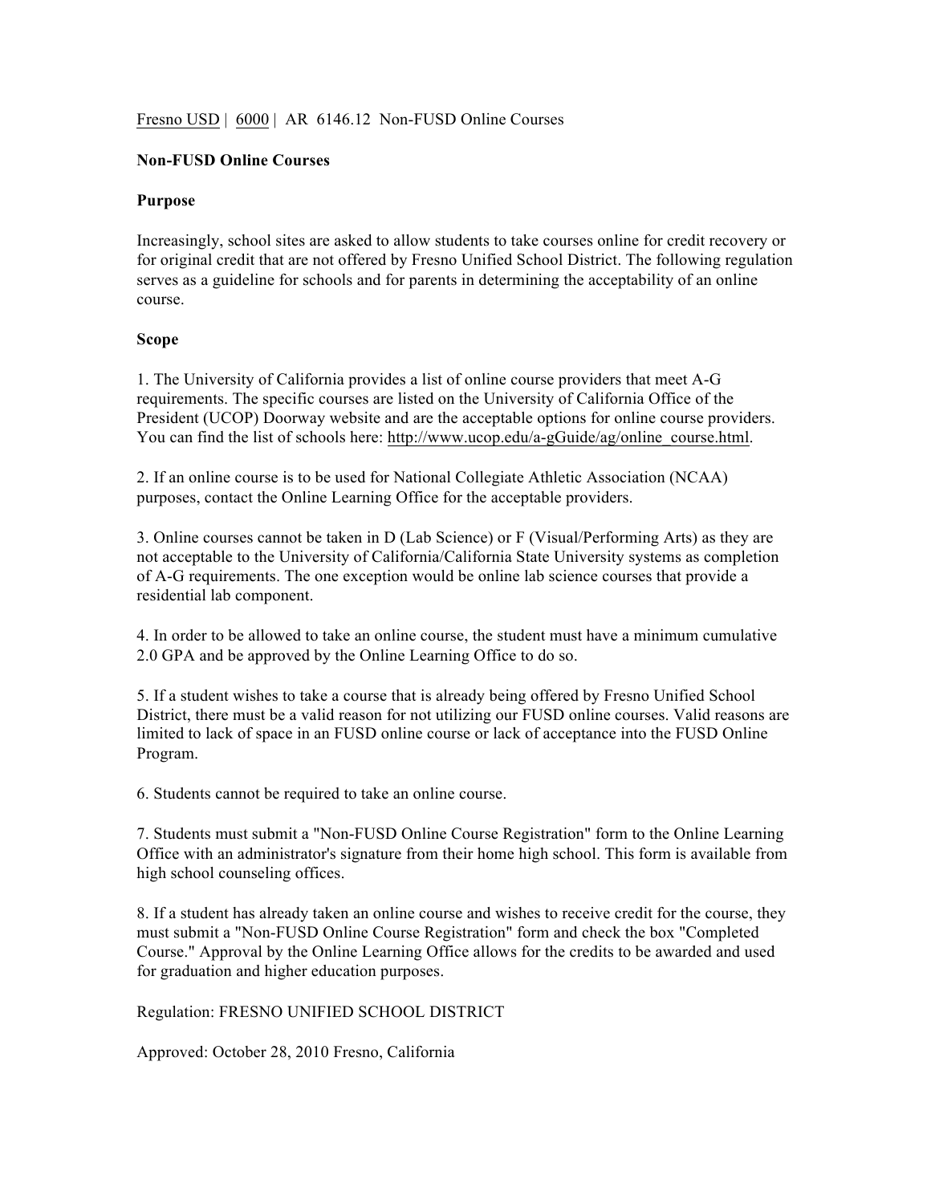Fresno USD | 6000 | AR 6146.12 Non-FUSD Online Courses

# Non-FUSD Online Courses

## Purpose

Increasingly, school sites are asked to allow students to take courses online for credit recovery or for original credit that are not offered by Fresno Unified School District. The following regulation serves as a guideline for schools and for parents in determining the acceptability of an online course.

## Scope

1. The University of California provides a list of online course providers that meet A-G requirements. The specific courses are listed on the University of California Office of the President (UCOP) Doorway website and are the acceptable options for online course providers. You can find the list of schools here: http://www.ucop.edu/a-gGuide/ag/online_course.html.

2. If an online course is to be used for National Collegiate Athletic Association (NCAA) purposes, contact the Online Learning Office for the acceptable providers.

3. Online courses cannot be taken in D (Lab Science) or F (Visual/Performing Arts) as they are not acceptable to the University of California/California State University systems as completion of A-G requirements. The one exception would be online lab science courses that provide a residential lab component.

4. In order to be allowed to take an online course, the student must have a minimum cumulative 2.0 GPA and be approved by the Online Learning Office to do so.

5. If a student wishes to take a course that is already being offered by Fresno Unified School District, there must be a valid reason for not utilizing our FUSD online courses. Valid reasons are limited to lack of space in an FUSD online course or lack of acceptance into the FUSD Online Program.

6. Students cannot be required to take an online course.

7. Students must submit a "Non-FUSD Online Course Registration" form to the Online Learning Office with an administrator's signature from their home high school. This form is available from high school counseling offices.

8. If a student has already taken an online course and wishes to receive credit for the course, they must submit a "Non-FUSD Online Course Registration" form and check the box "Completed Course." Approval by the Online Learning Office allows for the credits to be awarded and used for graduation and higher education purposes.

Regulation: FRESNO UNIFIED SCHOOL DISTRICT

Approved: October 28, 2010 Fresno, California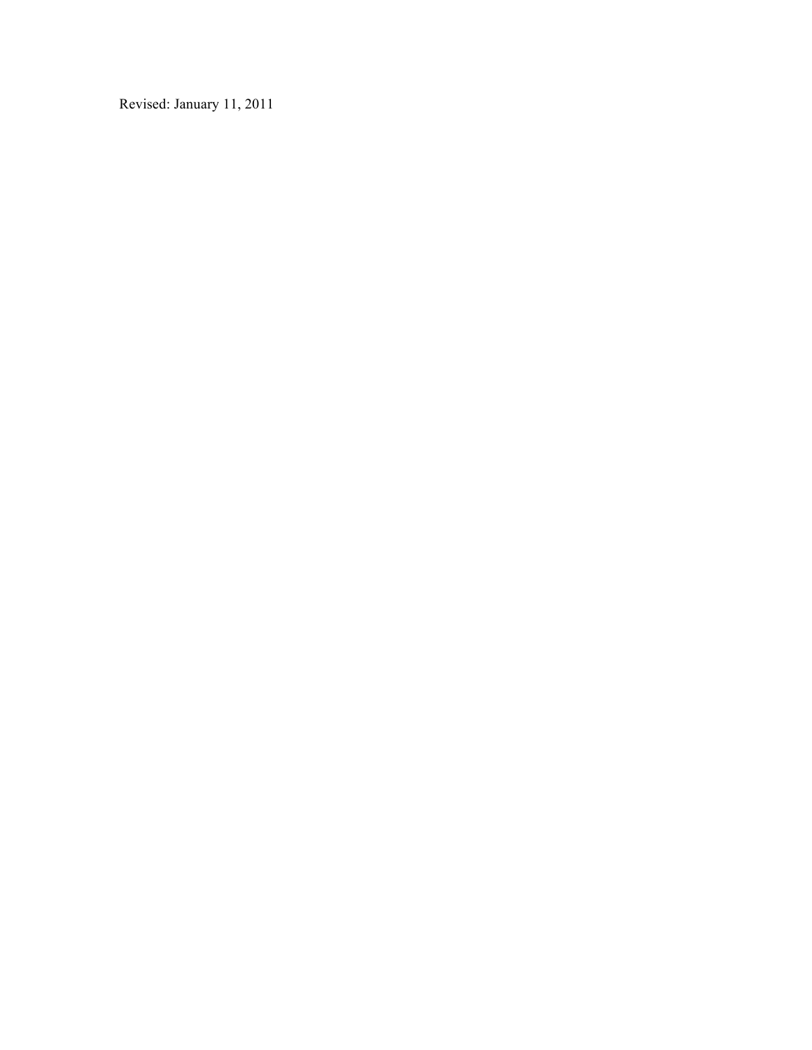Revised: January 11, 2011